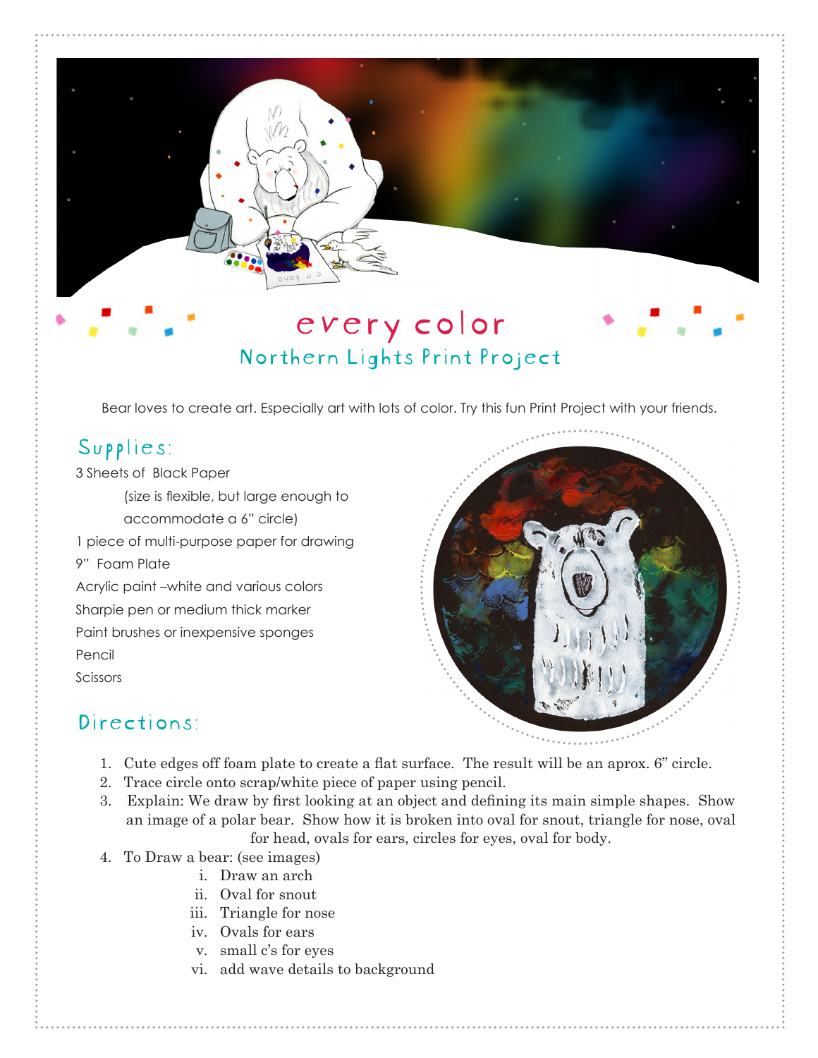# every color

## Northern Lights Print Project

Bear loves to create art. Especially art with lots of color. Try this fun Print Project with your friends.

## Supplies:

3 Sheets of Black Paper
(size is flexible, but large enough to accommodate a 6" circle)
1 piece of multi-purpose paper for drawing
9" Foam Plate
Acrylic paint –white and various colors
Sharpie pen or medium thick marker
Paint brushes or inexpensive sponges
Pencil
Scissors

## Directions:

1. Cute edges off foam plate to create a flat surface. The result will be an aprox. 6" circle.
2. Trace circle onto scrap/white piece of paper using pencil.
3. Explain: We draw by first looking at an object and defining its main simple shapes. Show an image of a polar bear. Show how it is broken into oval for snout, triangle for nose, oval for head, ovals for ears, circles for eyes, oval for body.
4. To Draw a bear: (see images)
   - i. Draw an arch
   - ii. Oval for snout
   - iii. Triangle for nose
   - iv. Ovals for ears
   - v. small c's for eyes
   - vi. add wave details to background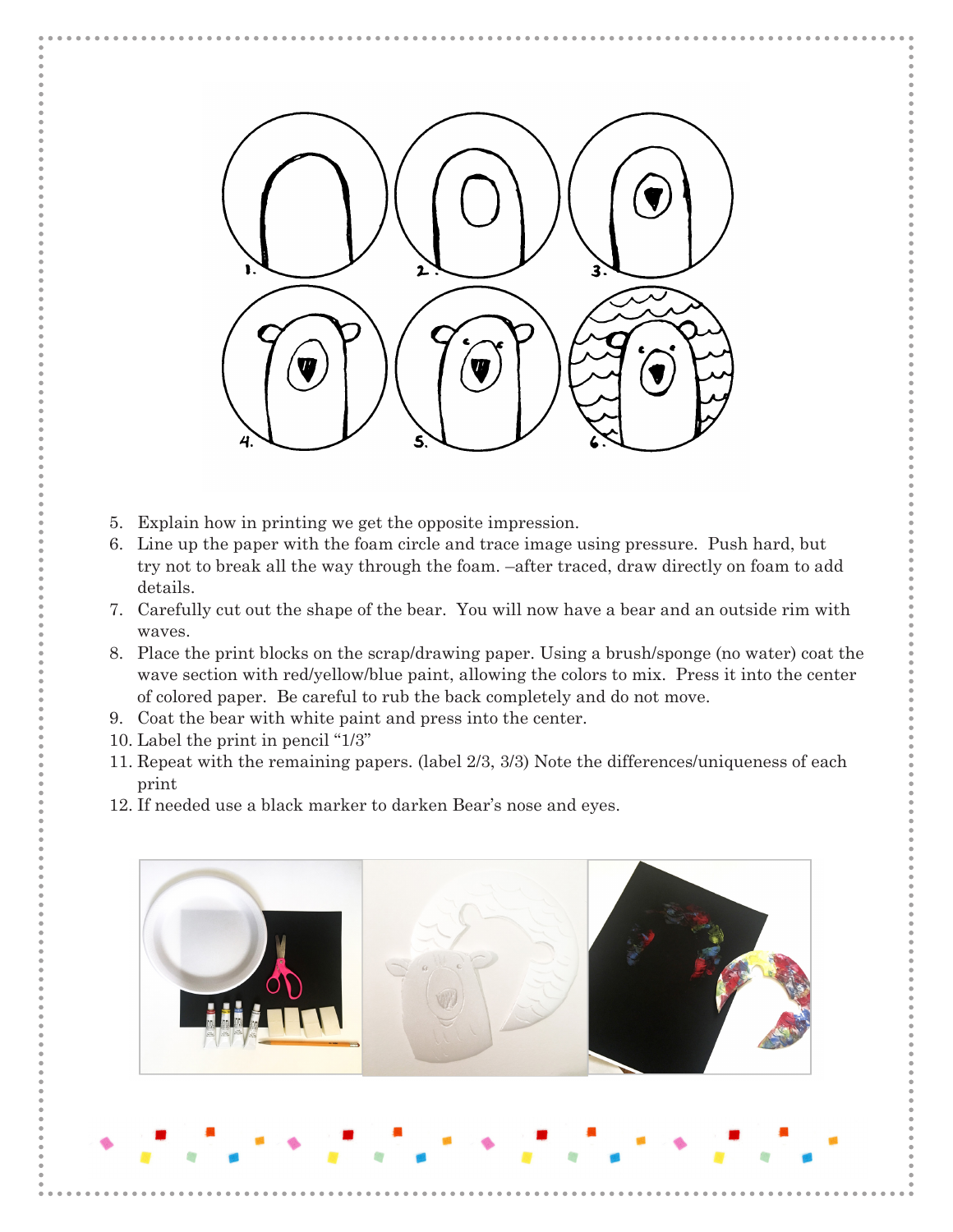5. Explain how in printing we get the opposite impression.
6. Line up the paper with the foam circle and trace image using pressure. Push hard, but try not to break all the way through the foam. –after traced, draw directly on foam to add details.
7. Carefully cut out the shape of the bear. You will now have a bear and an outside rim with waves.
8. Place the print blocks on the scrap/drawing paper. Using a brush/sponge (no water) coat the wave section with red/yellow/blue paint, allowing the colors to mix. Press it into the center of colored paper. Be careful to rub the back completely and do not move.
9. Coat the bear with white paint and press into the center.
10. Label the print in pencil "1/3"
11. Repeat with the remaining papers. (label 2/3, 3/3) Note the differences/uniqueness of each print
12. If needed use a black marker to darken Bear's nose and eyes.